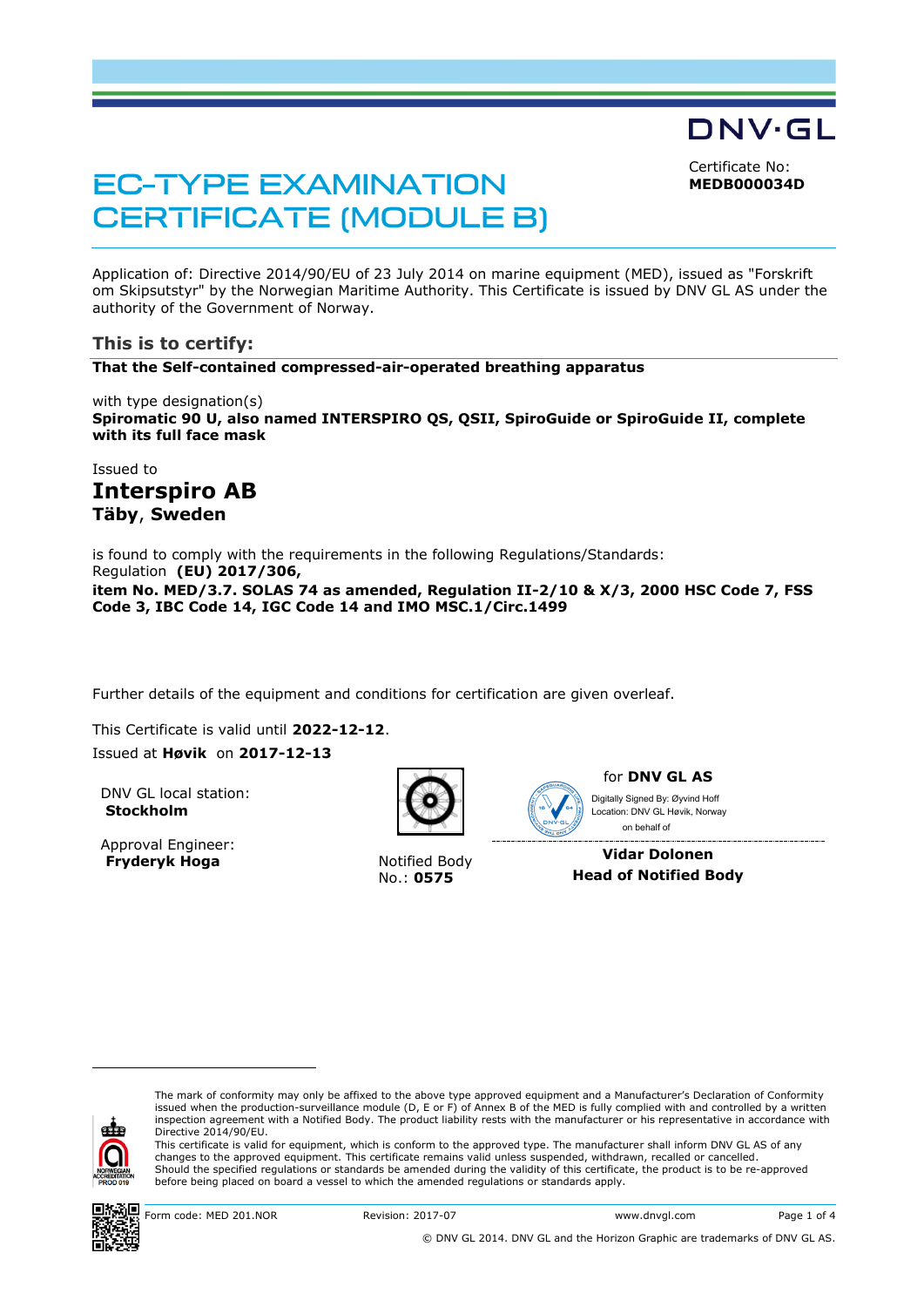DNV·GL

# EC-TYPE EXAMINATION CERTIFICATE (MODULE B)

Certificate No:
**MEDB000034D**

Application of: Directive 2014/90/EU of 23 July 2014 on marine equipment (MED), issued as "Forskrift om Skipsutstyr" by the Norwegian Maritime Authority. This Certificate is issued by DNV GL AS under the authority of the Government of Norway.

## This is to certify:

**That the Self-contained compressed-air-operated breathing apparatus**

with type designation(s)
**Spiromatic 90 U, also named INTERSPIRO QS, QSII, SpiroGuide or SpiroGuide II, complete with its full face mask**

Issued to
**Interspiro AB**
**Täby**, **Sweden**

is found to comply with the requirements in the following Regulations/Standards:
Regulation **(EU) 2017/306,**
**item No. MED/3.7. SOLAS 74 as amended, Regulation II-2/10 & X/3, 2000 HSC Code 7, FSS Code 3, IBC Code 14, IGC Code 14 and IMO MSC.1/Circ.1499**

Further details of the equipment and conditions for certification are given overleaf.

This Certificate is valid until **2022-12-12**.
Issued at **Høvik** on **2017-12-13**

DNV GL local station:
**Stockholm**

Approval Engineer:
**Fryderyk Hoga**

Notified Body
No.: **0575**

for **DNV GL AS**
Digitally Signed By: Øyvind Hoff
Location: DNV GL Høvik, Norway
on behalf of

**Vidar Dolonen**
**Head of Notified Body**

The mark of conformity may only be affixed to the above type approved equipment and a Manufacturer's Declaration of Conformity issued when the production-surveillance module (D, E or F) of Annex B of the MED is fully complied with and controlled by a written inspection agreement with a Notified Body. The product liability rests with the manufacturer or his representative in accordance with Directive 2014/90/EU.
This certificate is valid for equipment, which is conform to the approved type. The manufacturer shall inform DNV GL AS of any changes to the approved equipment. This certificate remains valid unless suspended, withdrawn, recalled or cancelled.
Should the specified regulations or standards be amended during the validity of this certificate, the product is to be re-approved before being placed on board a vessel to which the amended regulations or standards apply.

Form code: MED 201.NOR Revision: 2017-07 www.dnvgl.com

© DNV GL 2014. DNV GL and the Horizon Graphic are trademarks of DNV GL AS.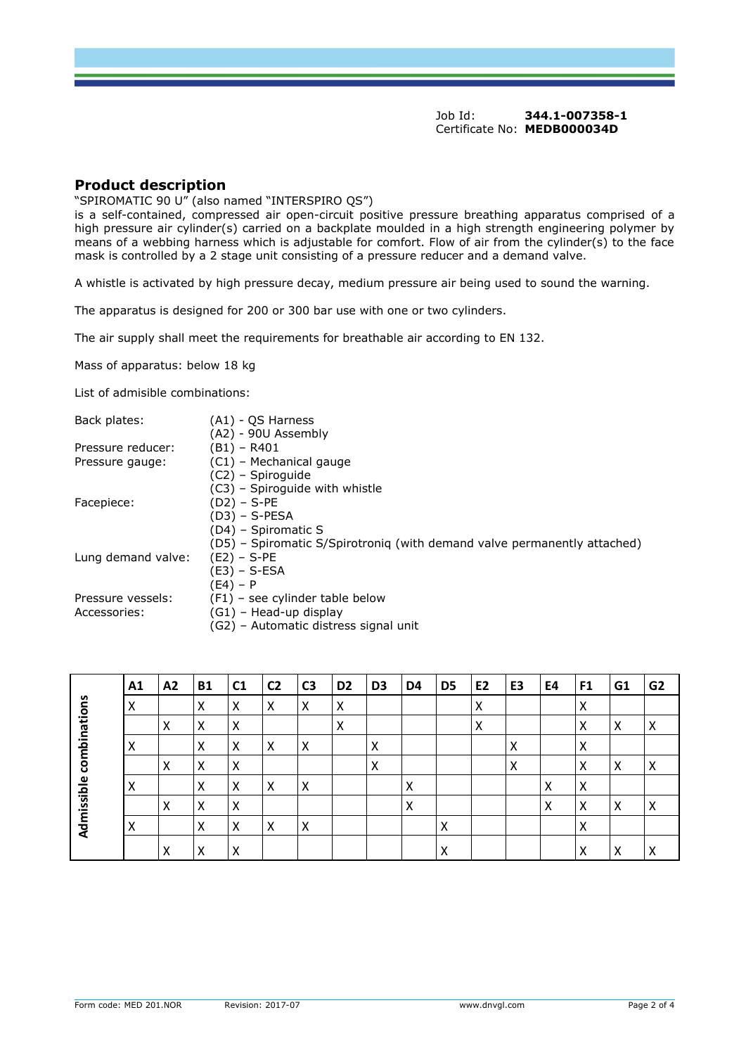Job Id: **344.1-007358-1**
Certificate No: **MEDB000034D**

## Product description

"SPIROMATIC 90 U" (also named "INTERSPIRO QS")
is a self-contained, compressed air open-circuit positive pressure breathing apparatus comprised of a high pressure air cylinder(s) carried on a backplate moulded in a high strength engineering polymer by means of a webbing harness which is adjustable for comfort. Flow of air from the cylinder(s) to the face mask is controlled by a 2 stage unit consisting of a pressure reducer and a demand valve.

A whistle is activated by high pressure decay, medium pressure air being used to sound the warning.

The apparatus is designed for 200 or 300 bar use with one or two cylinders.

The air supply shall meet the requirements for breathable air according to EN 132.

Mass of apparatus: below 18 kg

List of admisible combinations:

| | |
|---|---|
| Back plates: | (A1) - QS Harness |
| | (A2) - 90U Assembly |
| Pressure reducer: | (B1) – R401 |
| Pressure gauge: | (C1) – Mechanical gauge |
| | (C2) – Spiroguide |
| | (C3) – Spiroguide with whistle |
| Facepiece: | (D2) – S-PE |
| | (D3) – S-PESA |
| | (D4) – Spiromatic S |
| | (D5) – Spiromatic S/Spirotroniq (with demand valve permanently attached) |
| Lung demand valve: | (E2) – S-PE |
| | (E3) – S-ESA |
| | (E4) – P |
| Pressure vessels: | (F1) – see cylinder table below |
| Accessories: | (G1) – Head-up display |
| | (G2) – Automatic distress signal unit |

| | A1 | A2 | B1 | C1 | C2 | C3 | D2 | D3 | D4 | D5 | E2 | E3 | E4 | F1 | G1 | G2 |
|---|---|---|---|---|---|---|---|---|---|---|---|---|---|---|---|---|
| Admissible combinations | X | | X | X | X | X | X | | | | X | | | X | | |
| | | X | X | X | | | X | | | | X | | | X | X | X |
| | X | | X | X | X | X | | X | | | | X | | X | | |
| | | X | X | X | | | | X | | | | X | | X | X | X |
| | X | | X | X | X | X | | | X | | | | X | X | | |
| | | X | X | X | | | | | X | | | | X | X | X | X |
| | X | | X | X | X | X | | | | X | | | | X | | |
| | | X | X | X | | | | | | X | | | | X | X | X |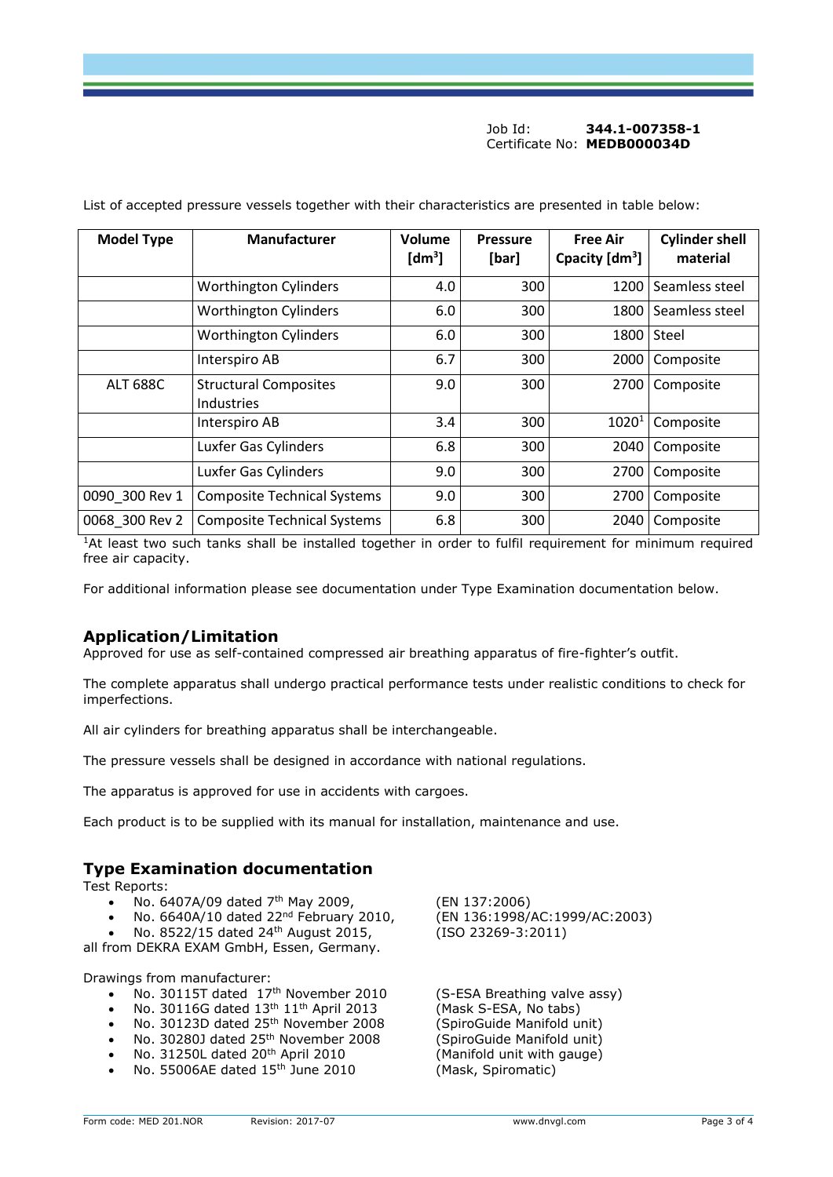Job Id: **344.1-007358-1**
Certificate No: **MEDB000034D**

List of accepted pressure vessels together with their characteristics are presented in table below:

| Model Type | Manufacturer | Volume [dm$^3$] | Pressure [bar] | Free Air Cpacity [dm$^3$] | Cylinder shell material |
|---|---|---|---|---|---|
| | Worthington Cylinders | 4.0 | 300 | 1200 | Seamless steel |
| | Worthington Cylinders | 6.0 | 300 | 1800 | Seamless steel |
| | Worthington Cylinders | 6.0 | 300 | 1800 | Steel |
| | Interspiro AB | 6.7 | 300 | 2000 | Composite |
| ALT 688C | Structural Composites Industries | 9.0 | 300 | 2700 | Composite |
| | Interspiro AB | 3.4 | 300 | 1020[1] | Composite |
| | Luxfer Gas Cylinders | 6.8 | 300 | 2040 | Composite |
| | Luxfer Gas Cylinders | 9.0 | 300 | 2700 | Composite |
| 0090_300 Rev 1 | Composite Technical Systems | 9.0 | 300 | 2700 | Composite |
| 0068_300 Rev 2 | Composite Technical Systems | 6.8 | 300 | 2040 | Composite |

[1]At least two such tanks shall be installed together in order to fulfil requirement for minimum required free air capacity.

For additional information please see documentation under Type Examination documentation below.

## Application/Limitation

Approved for use as self-contained compressed air breathing apparatus of fire-fighter's outfit.

The complete apparatus shall undergo practical performance tests under realistic conditions to check for imperfections.

All air cylinders for breathing apparatus shall be interchangeable.

The pressure vessels shall be designed in accordance with national regulations.

The apparatus is approved for use in accidents with cargoes.

Each product is to be supplied with its manual for installation, maintenance and use.

## Type Examination documentation

Test Reports:

- No. 6407A/09 dated 7th May 2009, (EN 137:2006)
- No. 6640A/10 dated 22nd February 2010, (EN 136:1998/AC:1999/AC:2003)
- No. 8522/15 dated 24th August 2015, (ISO 23269-3:2011)

all from DEKRA EXAM GmbH, Essen, Germany.

Drawings from manufacturer:

- No. 30115T dated 17th November 2010 (S-ESA Breathing valve assy)
- No. 30116G dated 13th 11th April 2013 (Mask S-ESA, No tabs)
- No. 30123D dated 25th November 2008 (SpiroGuide Manifold unit)
- No. 30280J dated 25th November 2008 (SpiroGuide Manifold unit)
- No. 31250L dated 20th April 2010 (Manifold unit with gauge)
- No. 55006AE dated 15th June 2010 (Mask, Spiromatic)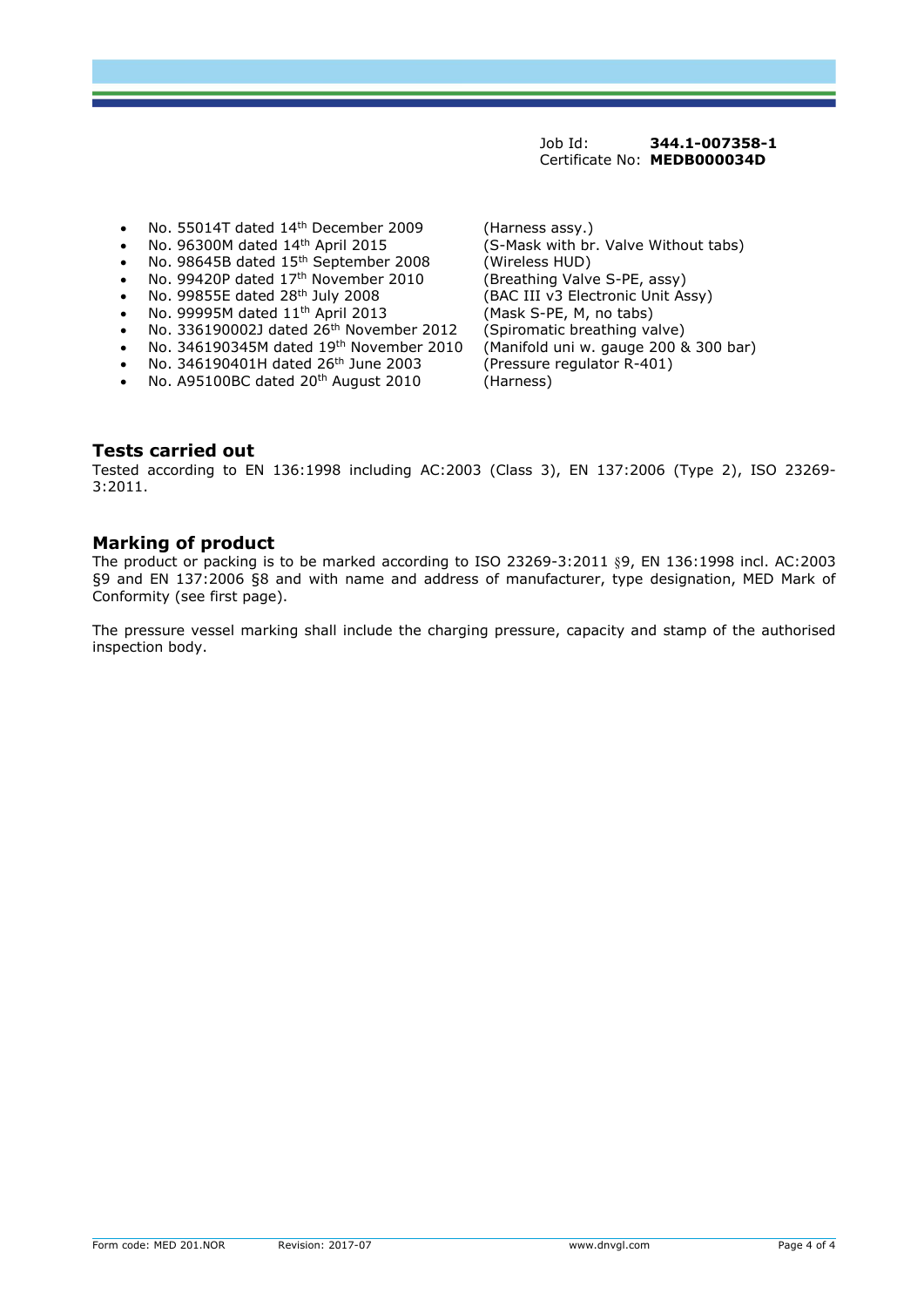Job Id: **344.1-007358-1**
Certificate No: **MEDB000034D**

- No. 55014T dated 14th December 2009 (Harness assy.)
- No. 96300M dated 14th April 2015 (S-Mask with br. Valve Without tabs)
- No. 98645B dated 15th September 2008 (Wireless HUD)
- No. 99420P dated 17th November 2010 (Breathing Valve S-PE, assy)
- No. 99855E dated 28th July 2008 (BAC III v3 Electronic Unit Assy)
- No. 99995M dated 11th April 2013 (Mask S-PE, M, no tabs)
- No. 336190002J dated 26th November 2012 (Spiromatic breathing valve)
- No. 346190345M dated 19th November 2010 (Manifold uni w. gauge 200 & 300 bar)
- No. 346190401H dated 26th June 2003 (Pressure regulator R-401)
- No. A95100BC dated 20th August 2010 (Harness)

## Tests carried out

Tested according to EN 136:1998 including AC:2003 (Class 3), EN 137:2006 (Type 2), ISO 23269-3:2011.

## Marking of product

The product or packing is to be marked according to ISO 23269-3:2011 §9, EN 136:1998 incl. AC:2003 §9 and EN 137:2006 §8 and with name and address of manufacturer, type designation, MED Mark of Conformity (see first page).

The pressure vessel marking shall include the charging pressure, capacity and stamp of the authorised inspection body.

Form code: MED 201.NOR Revision: 2017-07 www.dnvgl.com